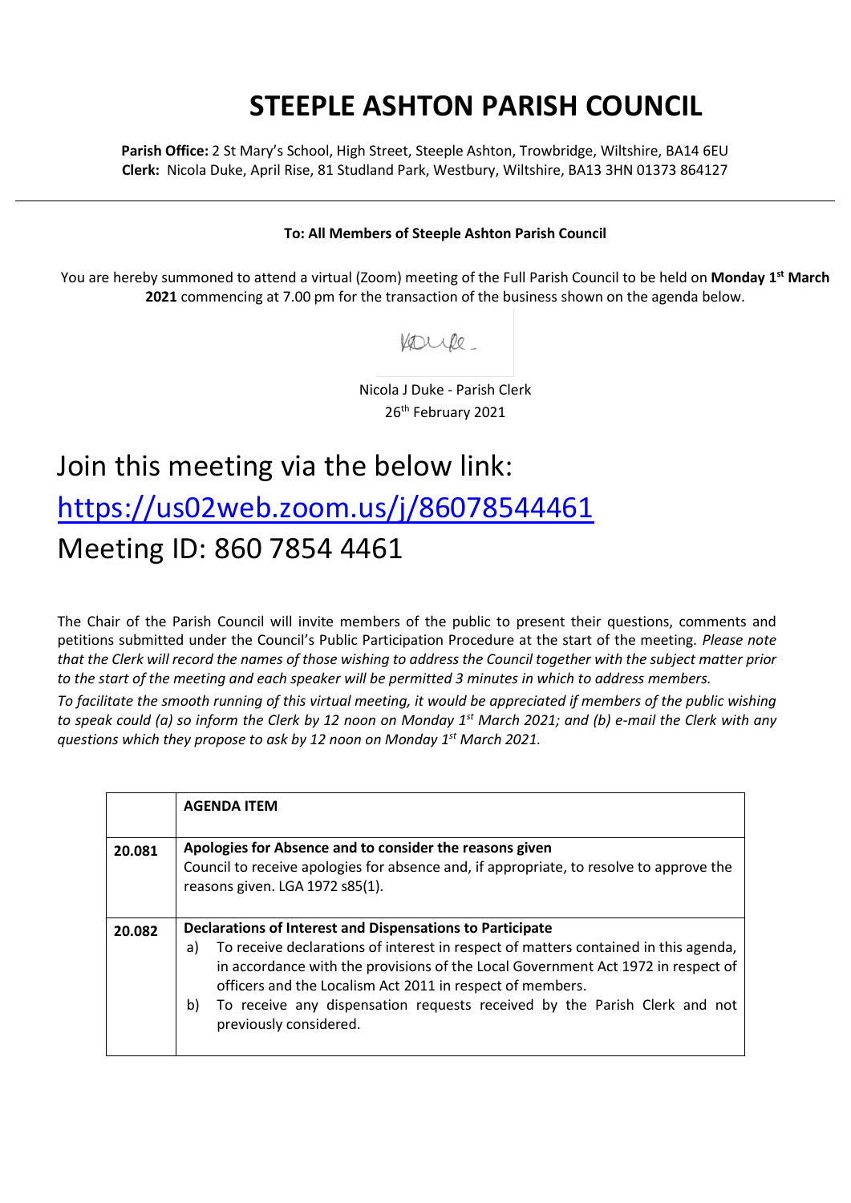# STEEPLE ASHTON PARISH COUNCIL

**Parish Office:** 2 St Mary's School, High Street, Steeple Ashton, Trowbridge, Wiltshire, BA14 6EU
**Clerk:** Nicola Duke, April Rise, 81 Studland Park, Westbury, Wiltshire, BA13 3HN 01373 864127

---

**To: All Members of Steeple Ashton Parish Council**

You are hereby summoned to attend a virtual (Zoom) meeting of the Full Parish Council to be held on **Monday 1st March 2021** commencing at 7.00 pm for the transaction of the business shown on the agenda below.

Nicola J Duke - Parish Clerk
26th February 2021

## Join this meeting via the below link:
## https://us02web.zoom.us/j/86078544461
## Meeting ID: 860 7854 4461

The Chair of the Parish Council will invite members of the public to present their questions, comments and petitions submitted under the Council's Public Participation Procedure at the start of the meeting. *Please note that the Clerk will record the names of those wishing to address the Council together with the subject matter prior to the start of the meeting and each speaker will be permitted 3 minutes in which to address members.*

*To facilitate the smooth running of this virtual meeting, it would be appreciated if members of the public wishing to speak could (a) so inform the Clerk by 12 noon on Monday 1st March 2021; and (b) e-mail the Clerk with any questions which they propose to ask by 12 noon on Monday 1st March 2021.*

| | **AGENDA ITEM** |
|---|---|
| **20.081** | **Apologies for Absence and to consider the reasons given**<br>Council to receive apologies for absence and, if appropriate, to resolve to approve the reasons given. LGA 1972 s85(1). |
| **20.082** | **Declarations of Interest and Dispensations to Participate**<br>a) To receive declarations of interest in respect of matters contained in this agenda, in accordance with the provisions of the Local Government Act 1972 in respect of officers and the Localism Act 2011 in respect of members.<br>b) To receive any dispensation requests received by the Parish Clerk and not previously considered. |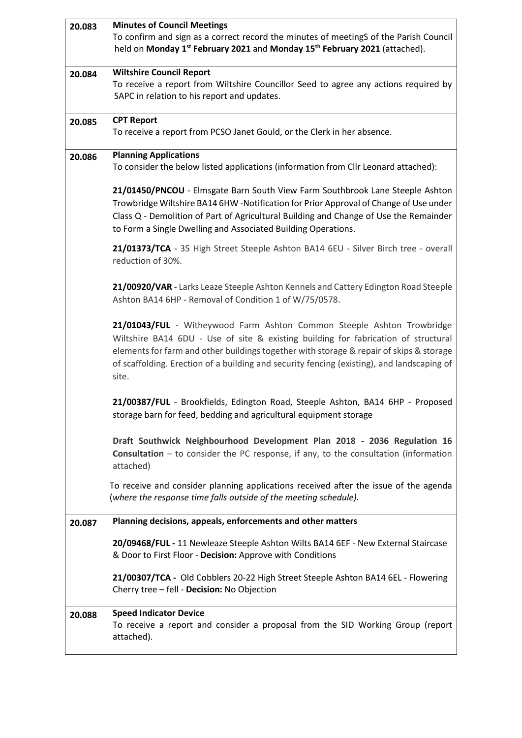| | |
|---|---|
| 20.083 | **Minutes of Council Meetings**<br>To confirm and sign as a correct record the minutes of meetingS of the Parish Council held on **Monday 1st February 2021** and **Monday 15th February 2021** (attached). |
| 20.084 | **Wiltshire Council Report**<br>To receive a report from Wiltshire Councillor Seed to agree any actions required by SAPC in relation to his report and updates. |
| 20.085 | **CPT Report**<br>To receive a report from PCSO Janet Gould, or the Clerk in her absence. |
| 20.086 | **Planning Applications**<br>To consider the below listed applications (information from Cllr Leonard attached):<br><br>**21/01450/PNCOU** - Elmsgate Barn South View Farm Southbrook Lane Steeple Ashton Trowbridge Wiltshire BA14 6HW -Notification for Prior Approval of Change of Use under Class Q - Demolition of Part of Agricultural Building and Change of Use the Remainder to Form a Single Dwelling and Associated Building Operations.<br><br>**21/01373/TCA** - 35 High Street Steeple Ashton BA14 6EU - Silver Birch tree - overall reduction of 30%.<br><br>**21/00920/VAR** - Larks Leaze Steeple Ashton Kennels and Cattery Edington Road Steeple Ashton BA14 6HP - Removal of Condition 1 of W/75/0578.<br><br>**21/01043/FUL** - Witheywood Farm Ashton Common Steeple Ashton Trowbridge Wiltshire BA14 6DU - Use of site & existing building for fabrication of structural elements for farm and other buildings together with storage & repair of skips & storage of scaffolding. Erection of a building and security fencing (existing), and landscaping of site.<br><br>**21/00387/FUL** - Brookfields, Edington Road, Steeple Ashton, BA14 6HP - Proposed storage barn for feed, bedding and agricultural equipment storage<br><br>**Draft Southwick Neighbourhood Development Plan 2018 - 2036 Regulation 16 Consultation** – to consider the PC response, if any, to the consultation (information attached)<br><br>To receive and consider planning applications received after the issue of the agenda (*where the response time falls outside of the meeting schedule).* |
| 20.087 | **Planning decisions, appeals, enforcements and other matters**<br><br>**20/09468/FUL -** 11 Newleaze Steeple Ashton Wilts BA14 6EF - New External Staircase & Door to First Floor - **Decision:** Approve with Conditions<br><br>**21/00307/TCA -** Old Cobblers 20-22 High Street Steeple Ashton BA14 6EL - Flowering Cherry tree – fell - **Decision:** No Objection |
| 20.088 | **Speed Indicator Device**<br>To receive a report and consider a proposal from the SID Working Group (report attached). |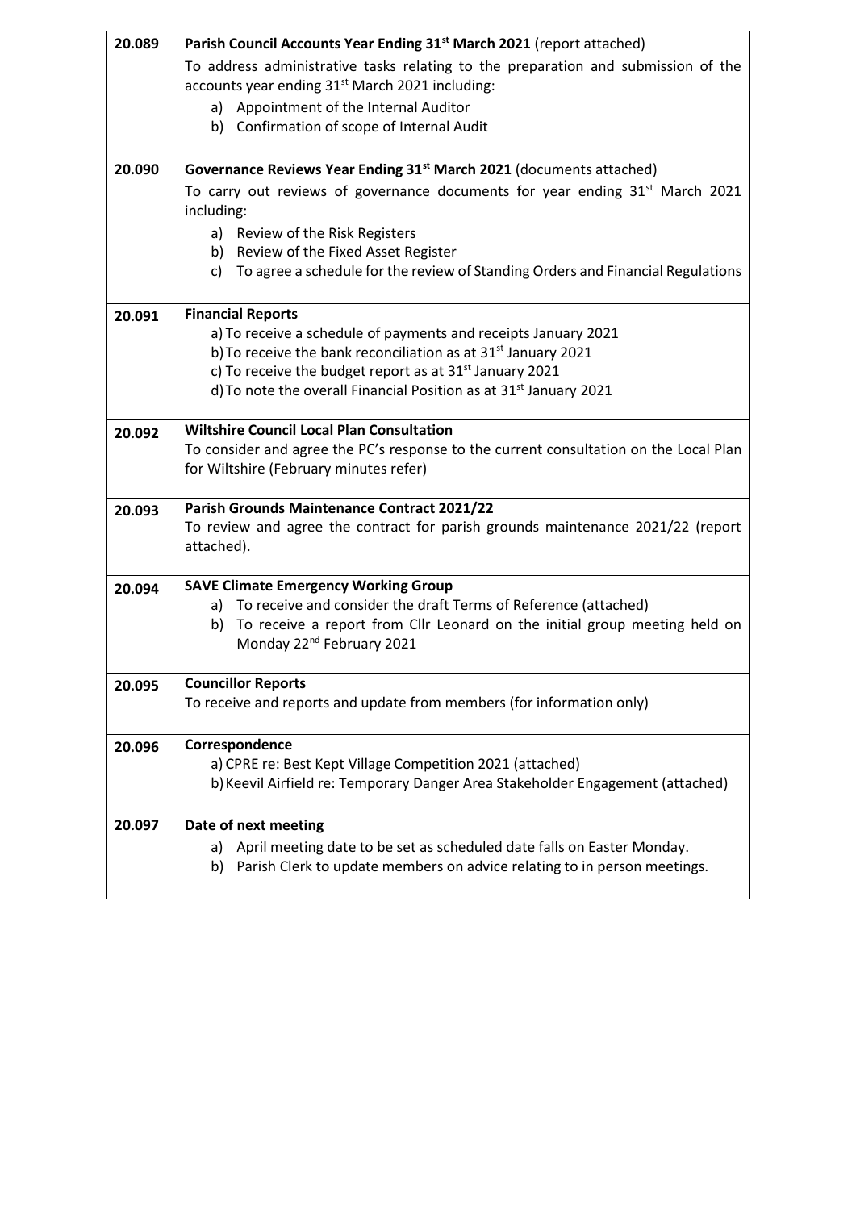| | |
|---|---|
| 20.089 | **Parish Council Accounts Year Ending 31st March 2021** (report attached)<br>To address administrative tasks relating to the preparation and submission of the accounts year ending 31st March 2021 including:<br>a) Appointment of the Internal Auditor<br>b) Confirmation of scope of Internal Audit |
| 20.090 | **Governance Reviews Year Ending 31st March 2021** (documents attached)<br>To carry out reviews of governance documents for year ending 31st March 2021 including:<br>a) Review of the Risk Registers<br>b) Review of the Fixed Asset Register<br>c) To agree a schedule for the review of Standing Orders and Financial Regulations |
| 20.091 | **Financial Reports**<br>a) To receive a schedule of payments and receipts January 2021<br>b) To receive the bank reconciliation as at 31st January 2021<br>c) To receive the budget report as at 31st January 2021<br>d) To note the overall Financial Position as at 31st January 2021 |
| 20.092 | **Wiltshire Council Local Plan Consultation**<br>To consider and agree the PC's response to the current consultation on the Local Plan for Wiltshire (February minutes refer) |
| 20.093 | **Parish Grounds Maintenance Contract 2021/22**<br>To review and agree the contract for parish grounds maintenance 2021/22 (report attached). |
| 20.094 | **SAVE Climate Emergency Working Group**<br>a) To receive and consider the draft Terms of Reference (attached)<br>b) To receive a report from Cllr Leonard on the initial group meeting held on Monday 22nd February 2021 |
| 20.095 | **Councillor Reports**<br>To receive and reports and update from members (for information only) |
| 20.096 | **Correspondence**<br>a) CPRE re: Best Kept Village Competition 2021 (attached)<br>b) Keevil Airfield re: Temporary Danger Area Stakeholder Engagement (attached) |
| 20.097 | **Date of next meeting**<br>a) April meeting date to be set as scheduled date falls on Easter Monday.<br>b) Parish Clerk to update members on advice relating to in person meetings. |